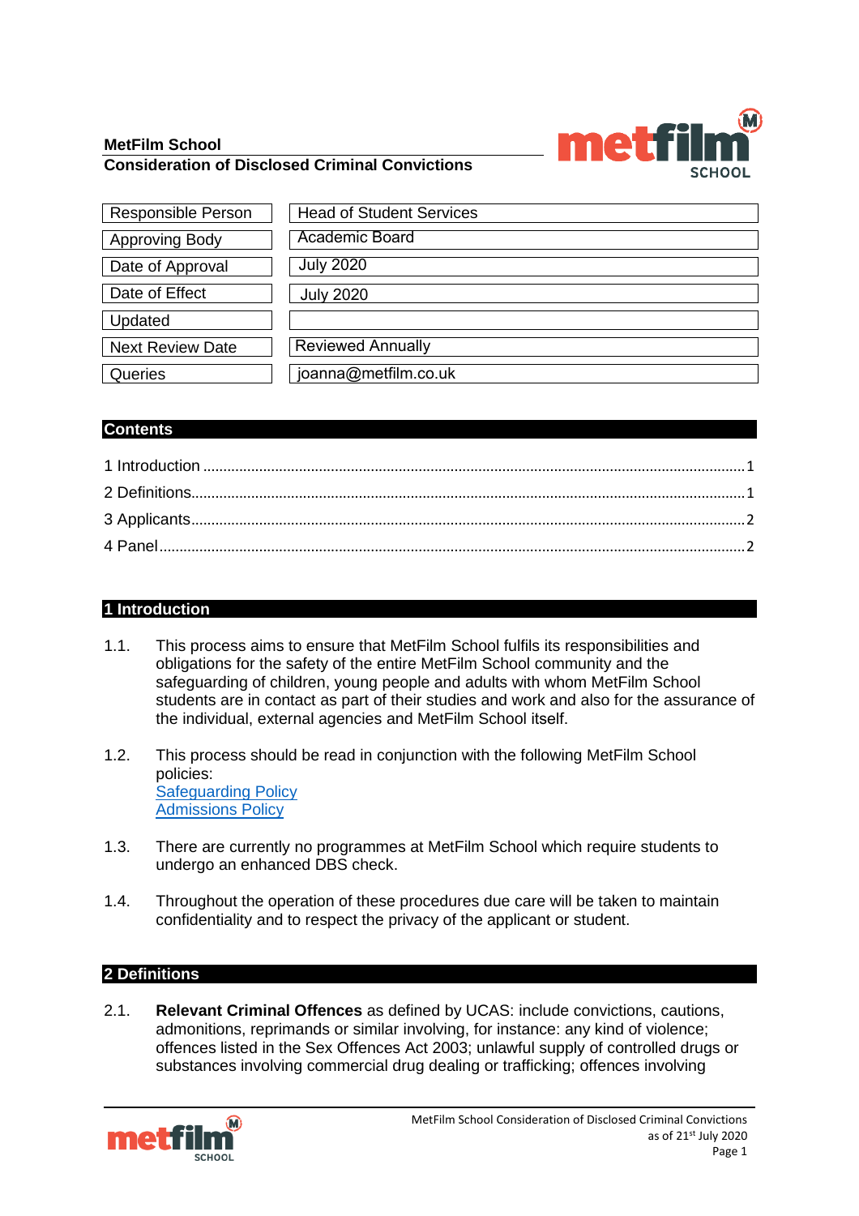**MetFilm School**
**Consideration of Disclosed Criminal Convictions**

| | |
|---|---|
| Responsible Person | Head of Student Services |
| Approving Body | Academic Board |
| Date of Approval | July 2020 |
| Date of Effect | July 2020 |
| Updated | |
| Next Review Date | Reviewed Annually |
| Queries | joanna@metfilm.co.uk |

## Contents

1 Introduction ........ 1
2 Definitions ........ 1
3 Applicants ........ 2
4 Panel ........ 2

## 1 Introduction

1.1. This process aims to ensure that MetFilm School fulfils its responsibilities and obligations for the safety of the entire MetFilm School community and the safeguarding of children, young people and adults with whom MetFilm School students are in contact as part of their studies and work and also for the assurance of the individual, external agencies and MetFilm School itself.

1.2. This process should be read in conjunction with the following MetFilm School policies:
Safeguarding Policy
Admissions Policy

1.3. There are currently no programmes at MetFilm School which require students to undergo an enhanced DBS check.

1.4. Throughout the operation of these procedures due care will be taken to maintain confidentiality and to respect the privacy of the applicant or student.

## 2 Definitions

2.1. **Relevant Criminal Offences** as defined by UCAS: include convictions, cautions, admonitions, reprimands or similar involving, for instance: any kind of violence; offences listed in the Sex Offences Act 2003; unlawful supply of controlled drugs or substances involving commercial drug dealing or trafficking; offences involving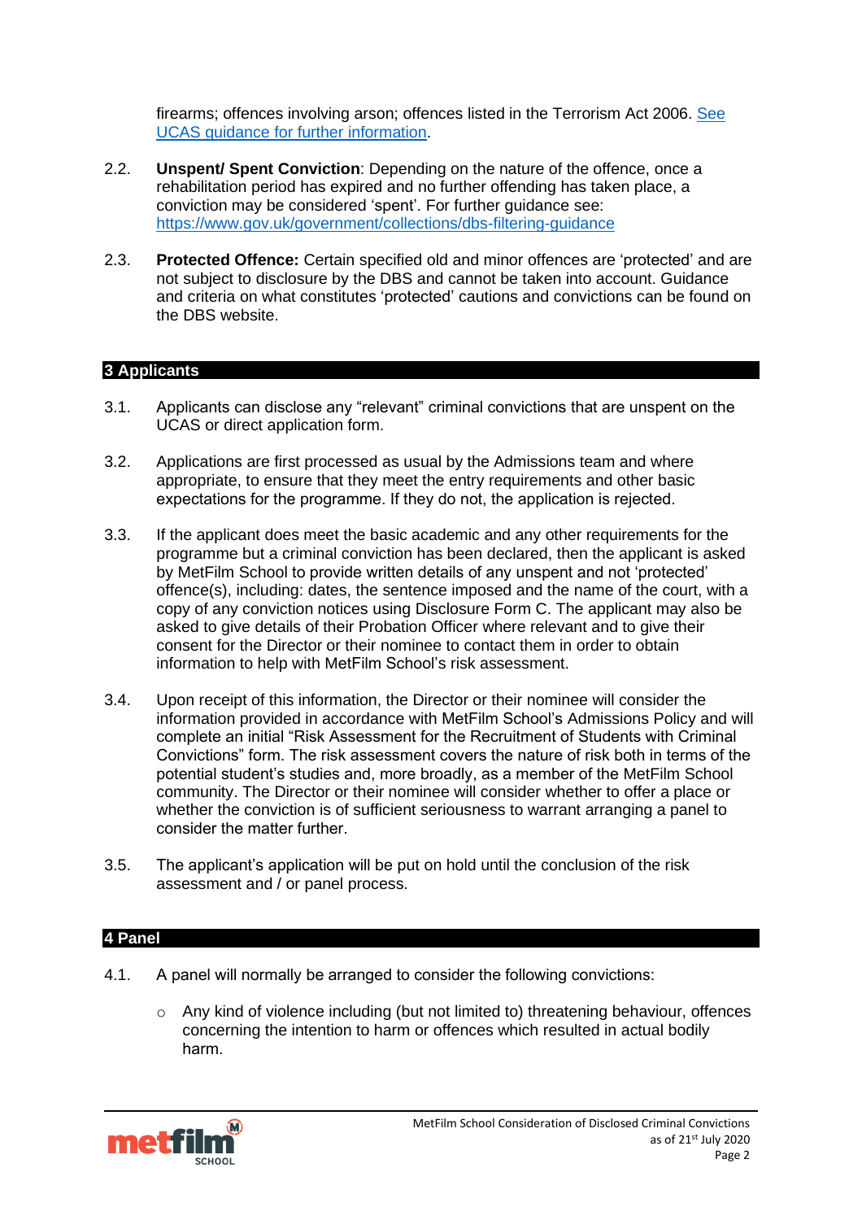firearms; offences involving arson; offences listed in the Terrorism Act 2006. [See UCAS guidance for further information](#).

2.2. **Unspent/ Spent Conviction**: Depending on the nature of the offence, once a rehabilitation period has expired and no further offending has taken place, a conviction may be considered 'spent'. For further guidance see: https://www.gov.uk/government/collections/dbs-filtering-guidance

2.3. **Protected Offence:** Certain specified old and minor offences are 'protected' and are not subject to disclosure by the DBS and cannot be taken into account. Guidance and criteria on what constitutes 'protected' cautions and convictions can be found on the DBS website.

## 3 Applicants

3.1. Applicants can disclose any "relevant" criminal convictions that are unspent on the UCAS or direct application form.

3.2. Applications are first processed as usual by the Admissions team and where appropriate, to ensure that they meet the entry requirements and other basic expectations for the programme. If they do not, the application is rejected.

3.3. If the applicant does meet the basic academic and any other requirements for the programme but a criminal conviction has been declared, then the applicant is asked by MetFilm School to provide written details of any unspent and not 'protected' offence(s), including: dates, the sentence imposed and the name of the court, with a copy of any conviction notices using Disclosure Form C. The applicant may also be asked to give details of their Probation Officer where relevant and to give their consent for the Director or their nominee to contact them in order to obtain information to help with MetFilm School's risk assessment.

3.4. Upon receipt of this information, the Director or their nominee will consider the information provided in accordance with MetFilm School's Admissions Policy and will complete an initial "Risk Assessment for the Recruitment of Students with Criminal Convictions" form. The risk assessment covers the nature of risk both in terms of the potential student's studies and, more broadly, as a member of the MetFilm School community. The Director or their nominee will consider whether to offer a place or whether the conviction is of sufficient seriousness to warrant arranging a panel to consider the matter further.

3.5. The applicant's application will be put on hold until the conclusion of the risk assessment and / or panel process.

## 4 Panel

4.1. A panel will normally be arranged to consider the following convictions:

- Any kind of violence including (but not limited to) threatening behaviour, offences concerning the intention to harm or offences which resulted in actual bodily harm.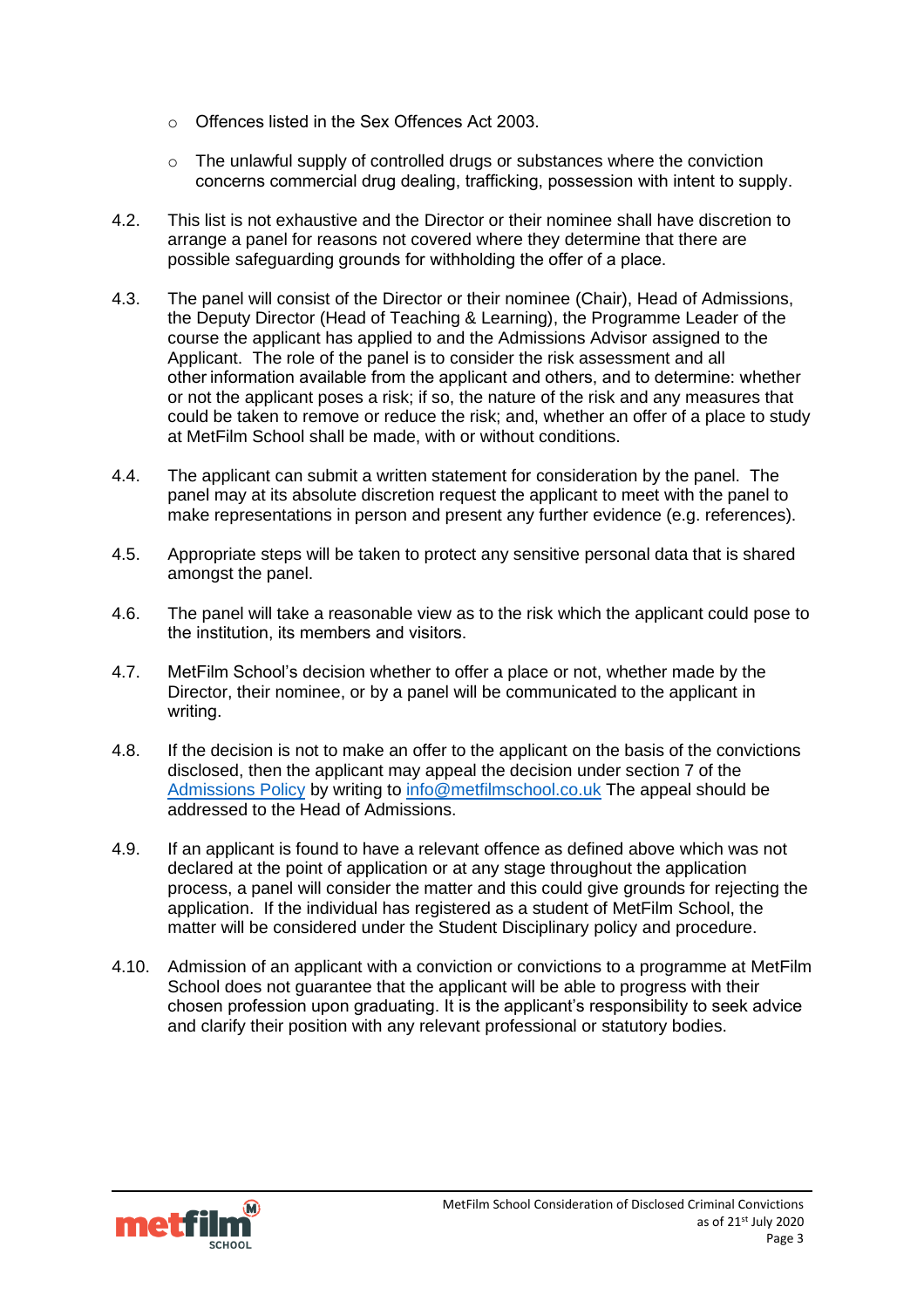- Offences listed in the Sex Offences Act 2003.
- The unlawful supply of controlled drugs or substances where the conviction concerns commercial drug dealing, trafficking, possession with intent to supply.

4.2. This list is not exhaustive and the Director or their nominee shall have discretion to arrange a panel for reasons not covered where they determine that there are possible safeguarding grounds for withholding the offer of a place.

4.3. The panel will consist of the Director or their nominee (Chair), Head of Admissions, the Deputy Director (Head of Teaching & Learning), the Programme Leader of the course the applicant has applied to and the Admissions Advisor assigned to the Applicant. The role of the panel is to consider the risk assessment and all other information available from the applicant and others, and to determine: whether or not the applicant poses a risk; if so, the nature of the risk and any measures that could be taken to remove or reduce the risk; and, whether an offer of a place to study at MetFilm School shall be made, with or without conditions.

4.4. The applicant can submit a written statement for consideration by the panel. The panel may at its absolute discretion request the applicant to meet with the panel to make representations in person and present any further evidence (e.g. references).

4.5. Appropriate steps will be taken to protect any sensitive personal data that is shared amongst the panel.

4.6. The panel will take a reasonable view as to the risk which the applicant could pose to the institution, its members and visitors.

4.7. MetFilm School's decision whether to offer a place or not, whether made by the Director, their nominee, or by a panel will be communicated to the applicant in writing.

4.8. If the decision is not to make an offer to the applicant on the basis of the convictions disclosed, then the applicant may appeal the decision under section 7 of the [Admissions Policy](Admissions Policy) by writing to [info@metfilmschool.co.uk](mailto:info@metfilmschool.co.uk) The appeal should be addressed to the Head of Admissions.

4.9. If an applicant is found to have a relevant offence as defined above which was not declared at the point of application or at any stage throughout the application process, a panel will consider the matter and this could give grounds for rejecting the application. If the individual has registered as a student of MetFilm School, the matter will be considered under the Student Disciplinary policy and procedure.

4.10. Admission of an applicant with a conviction or convictions to a programme at MetFilm School does not guarantee that the applicant will be able to progress with their chosen profession upon graduating. It is the applicant's responsibility to seek advice and clarify their position with any relevant professional or statutory bodies.